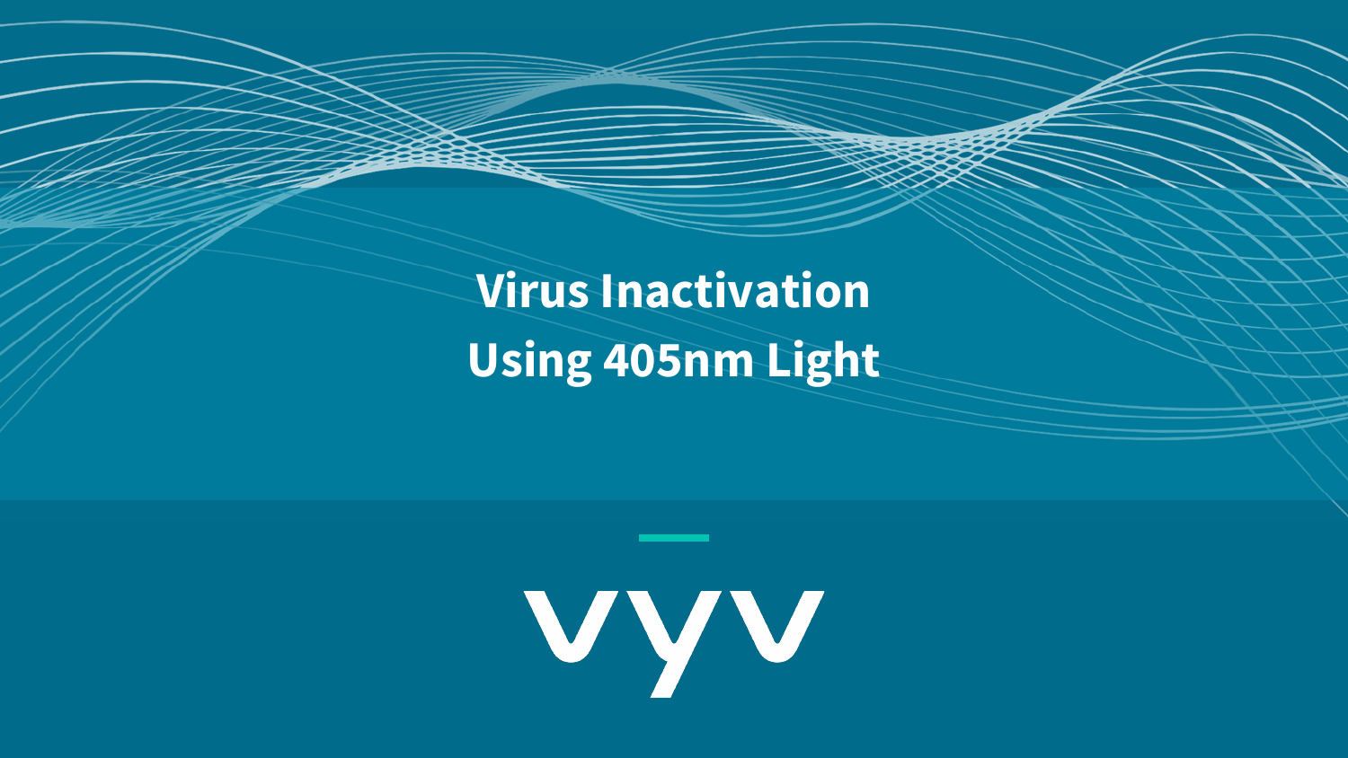# Virus Inactivation Using 405nm Light

vyv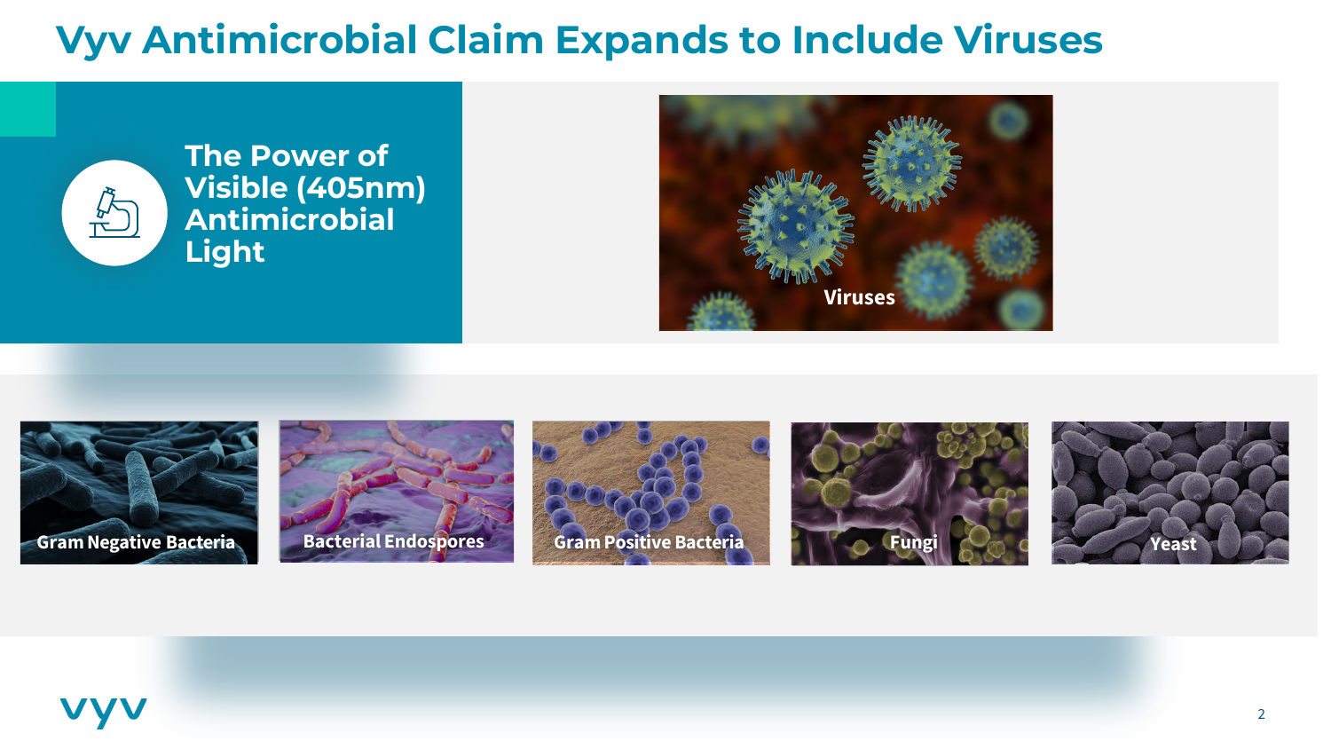# Vyv Antimicrobial Claim Expands to Include Viruses

## The Power of Visible (405nm) Antimicrobial Light

Viruses

Gram Negative Bacteria

Bacterial Endospores

Gram Positive Bacteria

Fungi

Yeast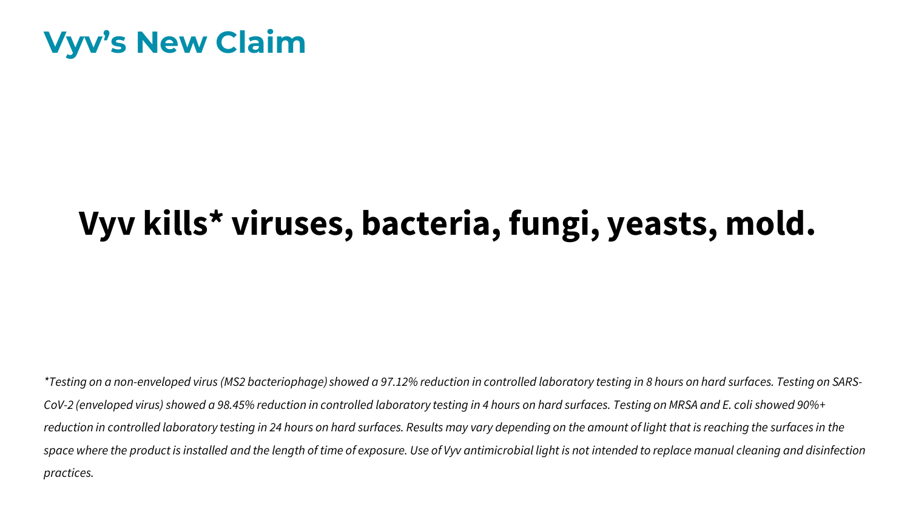# Vyv's New Claim

**Vyv kills* viruses, bacteria, fungi, yeasts, mold.**

*\*Testing on a non-enveloped virus (MS2 bacteriophage) showed a 97.12% reduction in controlled laboratory testing in 8 hours on hard surfaces. Testing on SARS-CoV-2 (enveloped virus) showed a 98.45% reduction in controlled laboratory testing in 4 hours on hard surfaces. Testing on MRSA and E. coli showed 90%+ reduction in controlled laboratory testing in 24 hours on hard surfaces. Results may vary depending on the amount of light that is reaching the surfaces in the space where the product is installed and the length of time of exposure. Use of Vyv antimicrobial light is not intended to replace manual cleaning and disinfection practices.*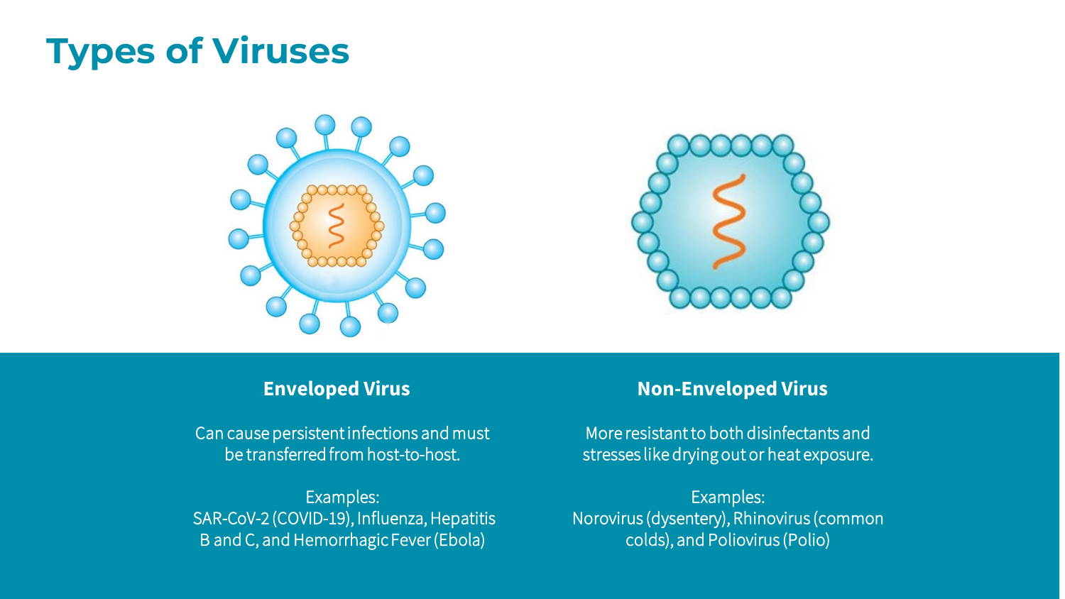# Types of Viruses

### Enveloped Virus

Can cause persistent infections and must be transferred from host-to-host.

Examples:
SAR-CoV-2 (COVID-19), Influenza, Hepatitis B and C, and Hemorrhagic Fever (Ebola)

### Non-Enveloped Virus

More resistant to both disinfectants and stresses like drying out or heat exposure.

Examples:
Norovirus (dysentery), Rhinovirus (common colds), and Poliovirus (Polio)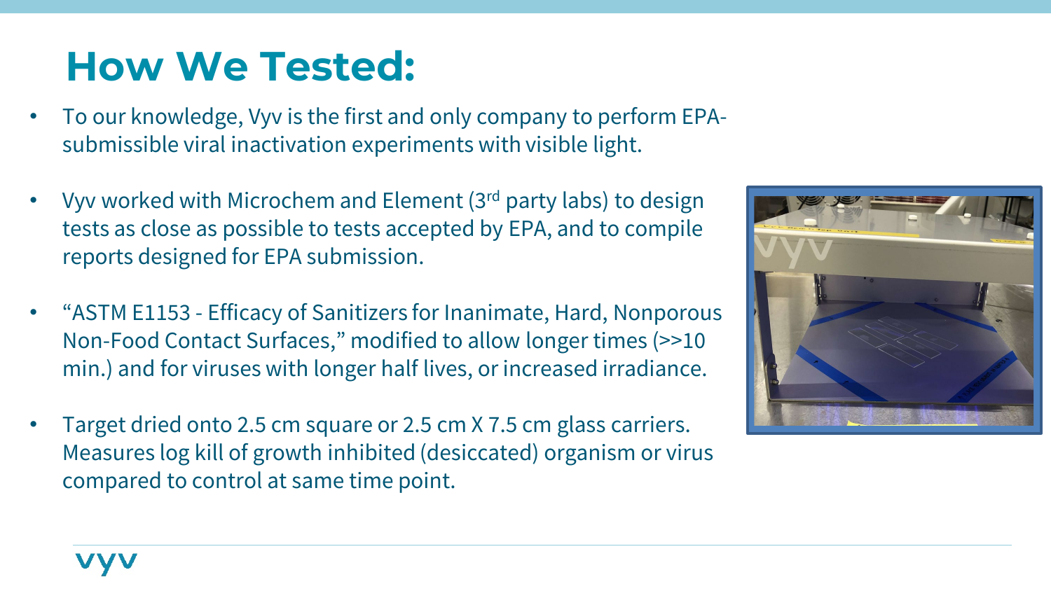# How We Tested:

- To our knowledge, Vyv is the first and only company to perform EPA-submissible viral inactivation experiments with visible light.
- Vyv worked with Microchem and Element (3rd party labs) to design tests as close as possible to tests accepted by EPA, and to compile reports designed for EPA submission.
- "ASTM E1153 - Efficacy of Sanitizers for Inanimate, Hard, Nonporous Non-Food Contact Surfaces," modified to allow longer times (>>10 min.) and for viruses with longer half lives, or increased irradiance.
- Target dried onto 2.5 cm square or 2.5 cm X 7.5 cm glass carriers. Measures log kill of growth inhibited (desiccated) organism or virus compared to control at same time point.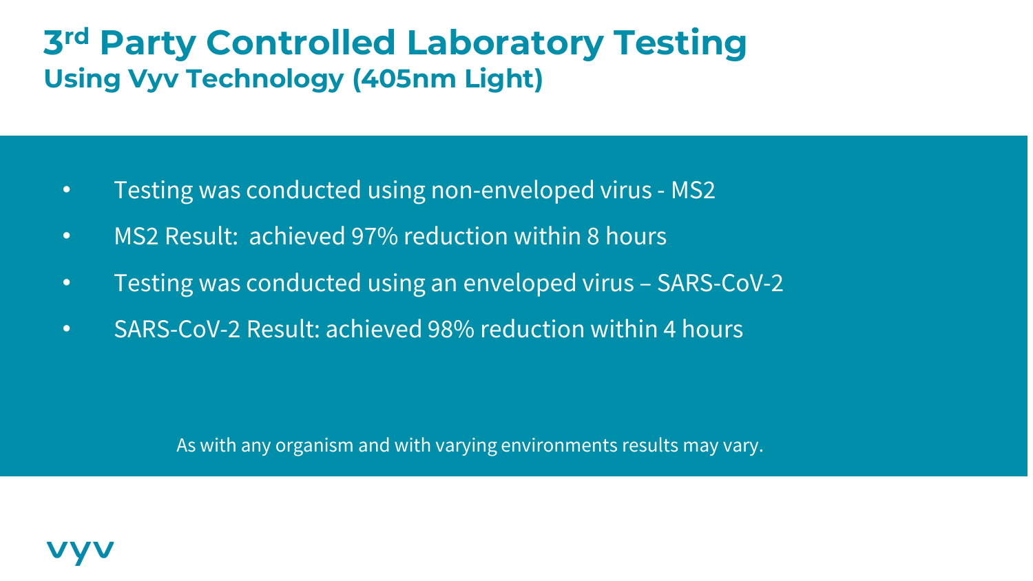# 3rd Party Controlled Laboratory Testing

## Using Vyv Technology (405nm Light)

- Testing was conducted using non-enveloped virus - MS2
- MS2 Result: achieved 97% reduction within 8 hours
- Testing was conducted using an enveloped virus – SARS-CoV-2
- SARS-CoV-2 Result: achieved 98% reduction within 4 hours

As with any organism and with varying environments results may vary.

vyv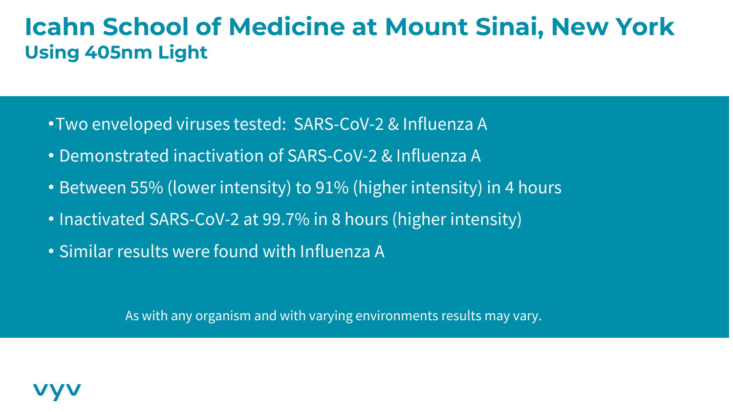# Icahn School of Medicine at Mount Sinai, New York

## Using 405nm Light

- Two enveloped viruses tested: SARS-CoV-2 & Influenza A
- Demonstrated inactivation of SARS-CoV-2 & Influenza A
- Between 55% (lower intensity) to 91% (higher intensity) in 4 hours
- Inactivated SARS-CoV-2 at 99.7% in 8 hours (higher intensity)
- Similar results were found with Influenza A

As with any organism and with varying environments results may vary.

vyv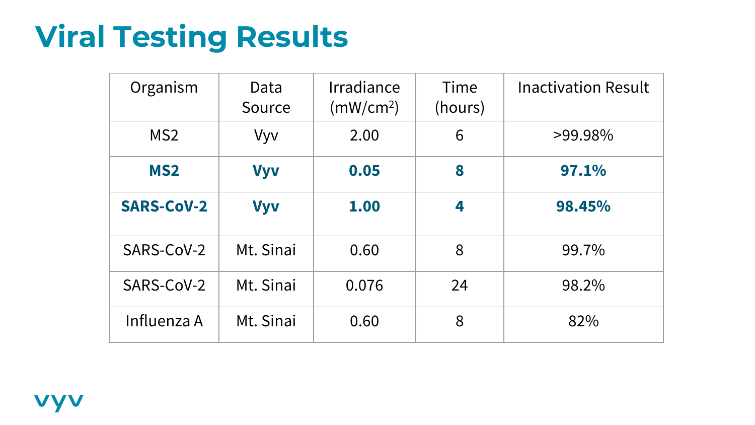# Viral Testing Results

| Organism | Data Source | Irradiance ($mW/cm^2$) | Time (hours) | Inactivation Result |
|---|---|---|---|---|
| MS2 | Vyv | 2.00 | 6 | >99.98% |
| **MS2** | **Vyv** | **0.05** | **8** | **97.1%** |
| **SARS-CoV-2** | **Vyv** | **1.00** | **4** | **98.45%** |
| SARS-CoV-2 | Mt. Sinai | 0.60 | 8 | 99.7% |
| SARS-CoV-2 | Mt. Sinai | 0.076 | 24 | 98.2% |
| Influenza A | Mt. Sinai | 0.60 | 8 | 82% |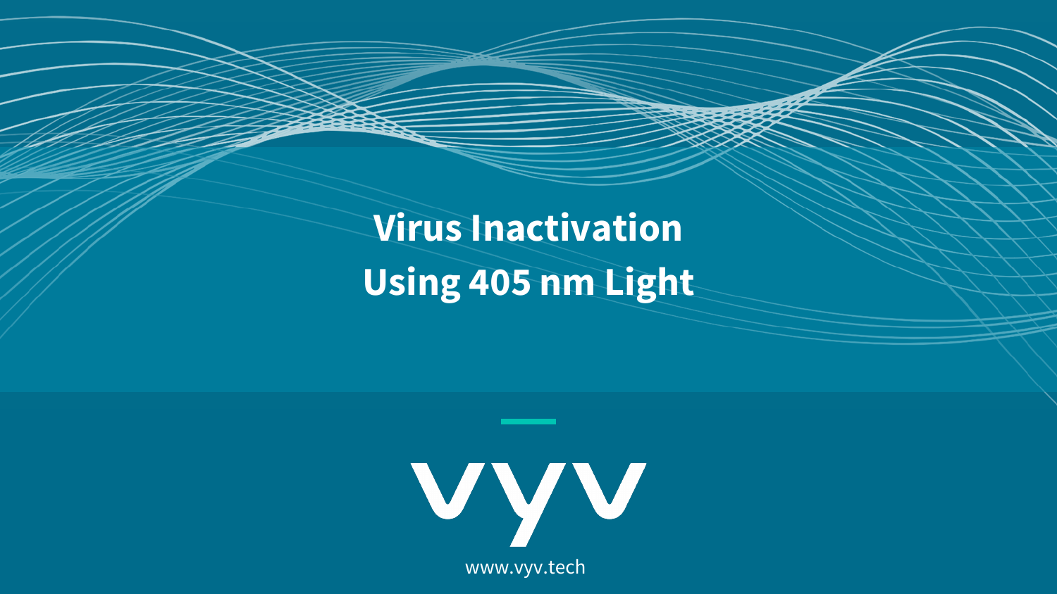# Virus Inactivation Using 405 nm Light

vyv

www.vyv.tech